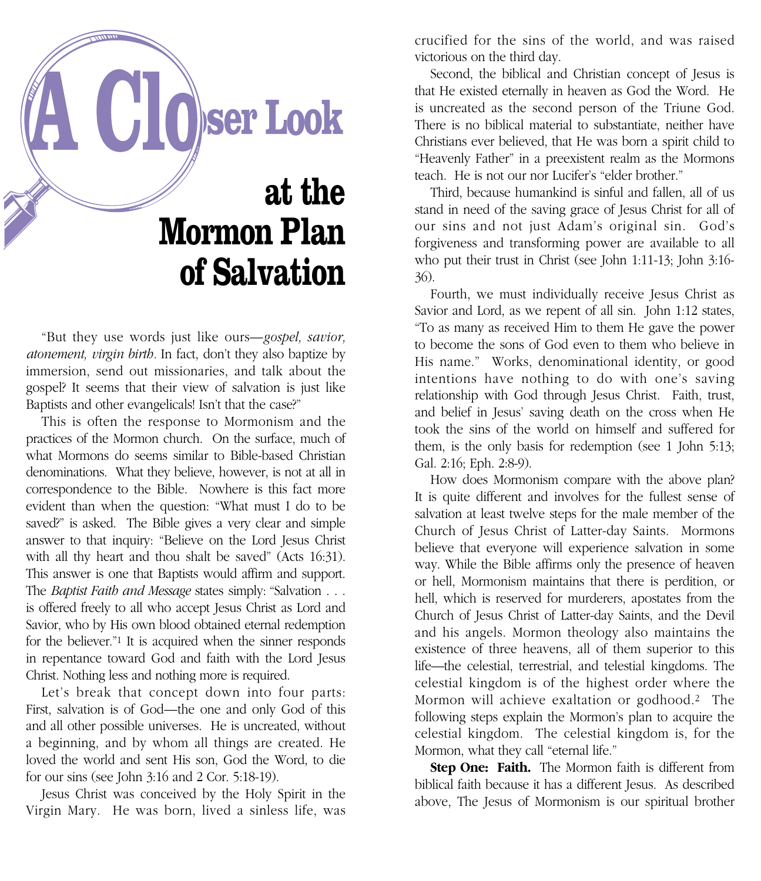# A Closer Look at the Mormon Plan of Salvation

"But they use words just like ours—*gospel, savior, atonement, virgin birth*. In fact, don't they also baptize by immersion, send out missionaries, and talk about the gospel? It seems that their view of salvation is just like Baptists and other evangelicals! Isn't that the case?"

This is often the response to Mormonism and the practices of the Mormon church. On the surface, much of what Mormons do seems similar to Bible-based Christian denominations. What they believe, however, is not at all in correspondence to the Bible. Nowhere is this fact more evident than when the question: "What must I do to be saved?" is asked. The Bible gives a very clear and simple answer to that inquiry: "Believe on the Lord Jesus Christ with all thy heart and thou shalt be saved" (Acts 16:31). This answer is one that Baptists would affirm and support. The *Baptist Faith and Message* states simply: "Salvation . . . is offered freely to all who accept Jesus Christ as Lord and Savior, who by His own blood obtained eternal redemption for the believer."[1] It is acquired when the sinner responds in repentance toward God and faith with the Lord Jesus Christ. Nothing less and nothing more is required.

Let's break that concept down into four parts: First, salvation is of God—the one and only God of this and all other possible universes. He is uncreated, without a beginning, and by whom all things are created. He loved the world and sent His son, God the Word, to die for our sins (see John 3:16 and 2 Cor. 5:18-19).

Jesus Christ was conceived by the Holy Spirit in the Virgin Mary. He was born, lived a sinless life, was crucified for the sins of the world, and was raised victorious on the third day.

Second, the biblical and Christian concept of Jesus is that He existed eternally in heaven as God the Word. He is uncreated as the second person of the Triune God. There is no biblical material to substantiate, neither have Christians ever believed, that He was born a spirit child to "Heavenly Father" in a preexistent realm as the Mormons teach. He is not our nor Lucifer's "elder brother."

Third, because humankind is sinful and fallen, all of us stand in need of the saving grace of Jesus Christ for all of our sins and not just Adam's original sin. God's forgiveness and transforming power are available to all who put their trust in Christ (see John 1:11-13; John 3:16-36).

Fourth, we must individually receive Jesus Christ as Savior and Lord, as we repent of all sin. John 1:12 states, "To as many as received Him to them He gave the power to become the sons of God even to them who believe in His name." Works, denominational identity, or good intentions have nothing to do with one's saving relationship with God through Jesus Christ. Faith, trust, and belief in Jesus' saving death on the cross when He took the sins of the world on himself and suffered for them, is the only basis for redemption (see 1 John 5:13; Gal. 2:16; Eph. 2:8-9).

How does Mormonism compare with the above plan? It is quite different and involves for the fullest sense of salvation at least twelve steps for the male member of the Church of Jesus Christ of Latter-day Saints. Mormons believe that everyone will experience salvation in some way. While the Bible affirms only the presence of heaven or hell, Mormonism maintains that there is perdition, or hell, which is reserved for murderers, apostates from the Church of Jesus Christ of Latter-day Saints, and the Devil and his angels. Mormon theology also maintains the existence of three heavens, all of them superior to this life—the celestial, terrestrial, and telestial kingdoms. The celestial kingdom is of the highest order where the Mormon will achieve exaltation or godhood.[2] The following steps explain the Mormon's plan to acquire the celestial kingdom. The celestial kingdom is, for the Mormon, what they call "eternal life."

**Step One: Faith.** The Mormon faith is different from biblical faith because it has a different Jesus. As described above, The Jesus of Mormonism is our spiritual brother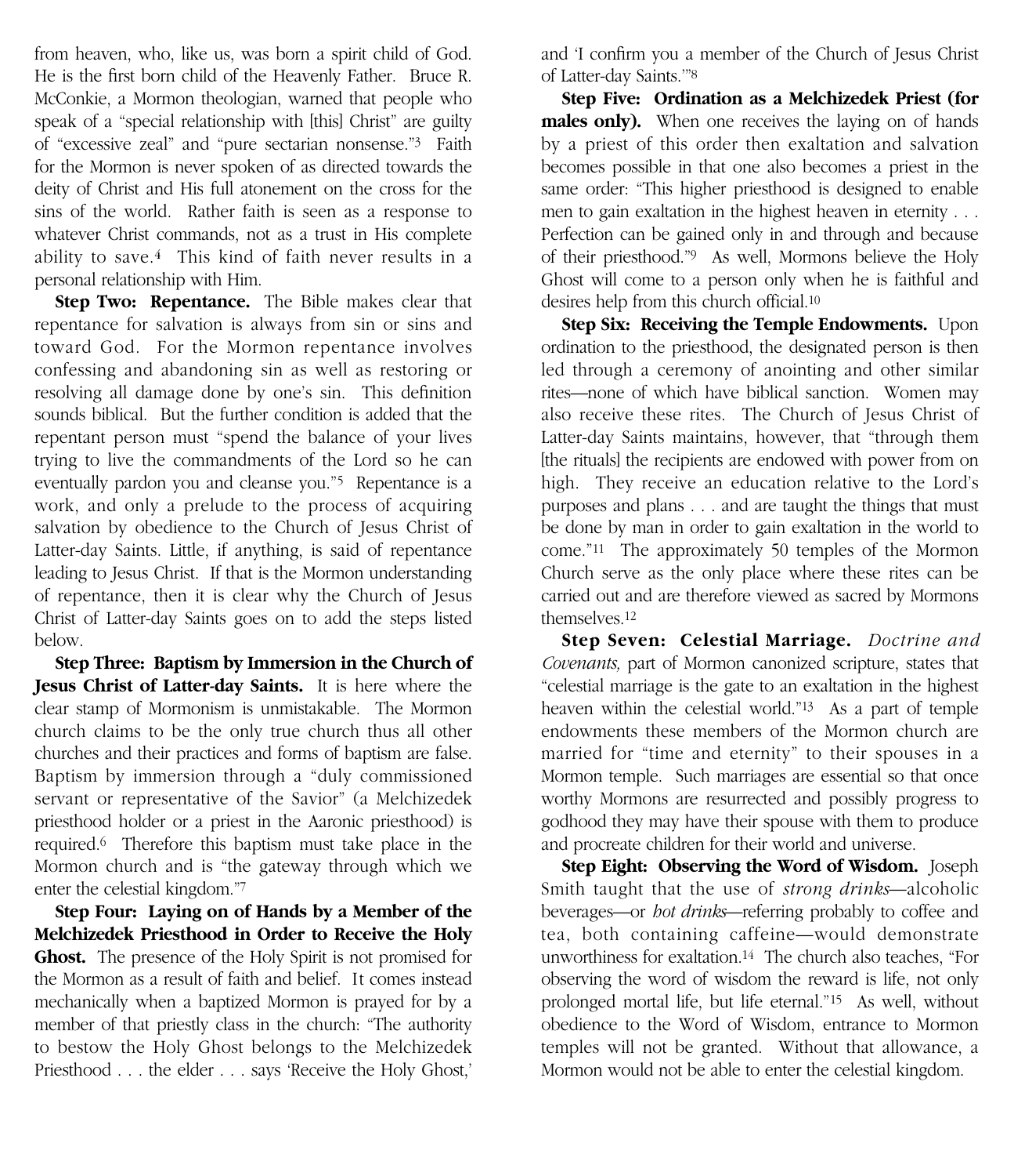from heaven, who, like us, was born a spirit child of God. He is the first born child of the Heavenly Father. Bruce R. McConkie, a Mormon theologian, warned that people who speak of a "special relationship with [this] Christ" are guilty of "excessive zeal" and "pure sectarian nonsense."[3] Faith for the Mormon is never spoken of as directed towards the deity of Christ and His full atonement on the cross for the sins of the world. Rather faith is seen as a response to whatever Christ commands, not as a trust in His complete ability to save.[4] This kind of faith never results in a personal relationship with Him.

**Step Two: Repentance.** The Bible makes clear that repentance for salvation is always from sin or sins and toward God. For the Mormon repentance involves confessing and abandoning sin as well as restoring or resolving all damage done by one's sin. This definition sounds biblical. But the further condition is added that the repentant person must "spend the balance of your lives trying to live the commandments of the Lord so he can eventually pardon you and cleanse you."[5] Repentance is a work, and only a prelude to the process of acquiring salvation by obedience to the Church of Jesus Christ of Latter-day Saints. Little, if anything, is said of repentance leading to Jesus Christ. If that is the Mormon understanding of repentance, then it is clear why the Church of Jesus Christ of Latter-day Saints goes on to add the steps listed below.

**Step Three: Baptism by Immersion in the Church of Jesus Christ of Latter-day Saints.** It is here where the clear stamp of Mormonism is unmistakable. The Mormon church claims to be the only true church thus all other churches and their practices and forms of baptism are false. Baptism by immersion through a "duly commissioned servant or representative of the Savior" (a Melchizedek priesthood holder or a priest in the Aaronic priesthood) is required.[6] Therefore this baptism must take place in the Mormon church and is "the gateway through which we enter the celestial kingdom."[7]

**Step Four: Laying on of Hands by a Member of the Melchizedek Priesthood in Order to Receive the Holy Ghost.** The presence of the Holy Spirit is not promised for the Mormon as a result of faith and belief. It comes instead mechanically when a baptized Mormon is prayed for by a member of that priestly class in the church: "The authority to bestow the Holy Ghost belongs to the Melchizedek Priesthood . . . the elder . . . says 'Receive the Holy Ghost,' and 'I confirm you a member of the Church of Jesus Christ of Latter-day Saints.'"[8]

**Step Five: Ordination as a Melchizedek Priest (for males only).** When one receives the laying on of hands by a priest of this order then exaltation and salvation becomes possible in that one also becomes a priest in the same order: "This higher priesthood is designed to enable men to gain exaltation in the highest heaven in eternity . . . Perfection can be gained only in and through and because of their priesthood."[9] As well, Mormons believe the Holy Ghost will come to a person only when he is faithful and desires help from this church official.[10]

**Step Six: Receiving the Temple Endowments.** Upon ordination to the priesthood, the designated person is then led through a ceremony of anointing and other similar rites—none of which have biblical sanction. Women may also receive these rites. The Church of Jesus Christ of Latter-day Saints maintains, however, that "through them [the rituals] the recipients are endowed with power from on high. They receive an education relative to the Lord's purposes and plans . . . and are taught the things that must be done by man in order to gain exaltation in the world to come."[11] The approximately 50 temples of the Mormon Church serve as the only place where these rites can be carried out and are therefore viewed as sacred by Mormons themselves.[12]

**Step Seven: Celestial Marriage.** *Doctrine and Covenants,* part of Mormon canonized scripture, states that "celestial marriage is the gate to an exaltation in the highest heaven within the celestial world."[13] As a part of temple endowments these members of the Mormon church are married for "time and eternity" to their spouses in a Mormon temple. Such marriages are essential so that once worthy Mormons are resurrected and possibly progress to godhood they may have their spouse with them to produce and procreate children for their world and universe.

**Step Eight: Observing the Word of Wisdom.** Joseph Smith taught that the use of *strong drinks*—alcoholic beverages—or *hot drinks*—referring probably to coffee and tea, both containing caffeine—would demonstrate unworthiness for exaltation.[14] The church also teaches, "For observing the word of wisdom the reward is life, not only prolonged mortal life, but life eternal."[15] As well, without obedience to the Word of Wisdom, entrance to Mormon temples will not be granted. Without that allowance, a Mormon would not be able to enter the celestial kingdom.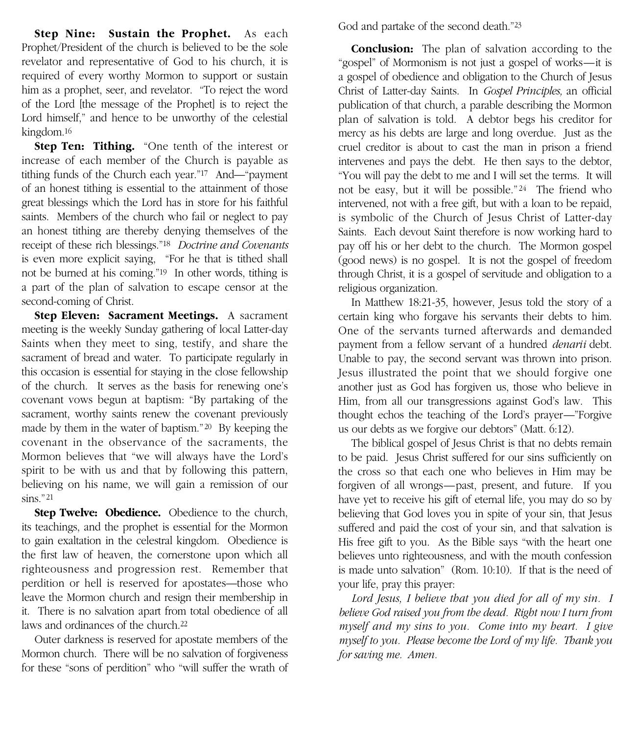**Step Nine: Sustain the Prophet.** As each Prophet/President of the church is believed to be the sole revelator and representative of God to his church, it is required of every worthy Mormon to support or sustain him as a prophet, seer, and revelator. "To reject the word of the Lord [the message of the Prophet] is to reject the Lord himself," and hence to be unworthy of the celestial kingdom.[16]

**Step Ten: Tithing.** "One tenth of the interest or increase of each member of the Church is payable as tithing funds of the Church each year."[17] And—"payment of an honest tithing is essential to the attainment of those great blessings which the Lord has in store for his faithful saints. Members of the church who fail or neglect to pay an honest tithing are thereby denying themselves of the receipt of these rich blessings."[18] *Doctrine and Covenants* is even more explicit saying, "For he that is tithed shall not be burned at his coming."[19] In other words, tithing is a part of the plan of salvation to escape censor at the second-coming of Christ.

**Step Eleven: Sacrament Meetings.** A sacrament meeting is the weekly Sunday gathering of local Latter-day Saints when they meet to sing, testify, and share the sacrament of bread and water. To participate regularly in this occasion is essential for staying in the close fellowship of the church. It serves as the basis for renewing one's covenant vows begun at baptism: "By partaking of the sacrament, worthy saints renew the covenant previously made by them in the water of baptism."[20] By keeping the covenant in the observance of the sacraments, the Mormon believes that "we will always have the Lord's spirit to be with us and that by following this pattern, believing on his name, we will gain a remission of our sins."[21]

**Step Twelve: Obedience.** Obedience to the church, its teachings, and the prophet is essential for the Mormon to gain exaltation in the celestial kingdom. Obedience is the first law of heaven, the cornerstone upon which all righteousness and progression rest. Remember that perdition or hell is reserved for apostates—those who leave the Mormon church and resign their membership in it. There is no salvation apart from total obedience of all laws and ordinances of the church.[22]

Outer darkness is reserved for apostate members of the Mormon church. There will be no salvation of forgiveness for these "sons of perdition" who "will suffer the wrath of God and partake of the second death."[23]

**Conclusion:** The plan of salvation according to the "gospel" of Mormonism is not just a gospel of works—it is a gospel of obedience and obligation to the Church of Jesus Christ of Latter-day Saints. In *Gospel Principles,* an official publication of that church, a parable describing the Mormon plan of salvation is told. A debtor begs his creditor for mercy as his debts are large and long overdue. Just as the cruel creditor is about to cast the man in prison a friend intervenes and pays the debt. He then says to the debtor, "You will pay the debt to me and I will set the terms. It will not be easy, but it will be possible."[24] The friend who intervened, not with a free gift, but with a loan to be repaid, is symbolic of the Church of Jesus Christ of Latter-day Saints. Each devout Saint therefore is now working hard to pay off his or her debt to the church. The Mormon gospel (good news) is no gospel. It is not the gospel of freedom through Christ, it is a gospel of servitude and obligation to a religious organization.

In Matthew 18:21-35, however, Jesus told the story of a certain king who forgave his servants their debts to him. One of the servants turned afterwards and demanded payment from a fellow servant of a hundred *denarii* debt. Unable to pay, the second servant was thrown into prison. Jesus illustrated the point that we should forgive one another just as God has forgiven us, those who believe in Him, from all our transgressions against God's law. This thought echos the teaching of the Lord's prayer—"Forgive us our debts as we forgive our debtors" (Matt. 6:12).

The biblical gospel of Jesus Christ is that no debts remain to be paid. Jesus Christ suffered for our sins sufficiently on the cross so that each one who believes in Him may be forgiven of all wrongs—past, present, and future. If you have yet to receive his gift of eternal life, you may do so by believing that God loves you in spite of your sin, that Jesus suffered and paid the cost of your sin, and that salvation is His free gift to you. As the Bible says "with the heart one believes unto righteousness, and with the mouth confession is made unto salvation" (Rom. 10:10). If that is the need of your life, pray this prayer:

*Lord Jesus, I believe that you died for all of my sin. I believe God raised you from the dead. Right now I turn from myself and my sins to you. Come into my heart. I give myself to you. Please become the Lord of my life. Thank you for saving me. Amen.*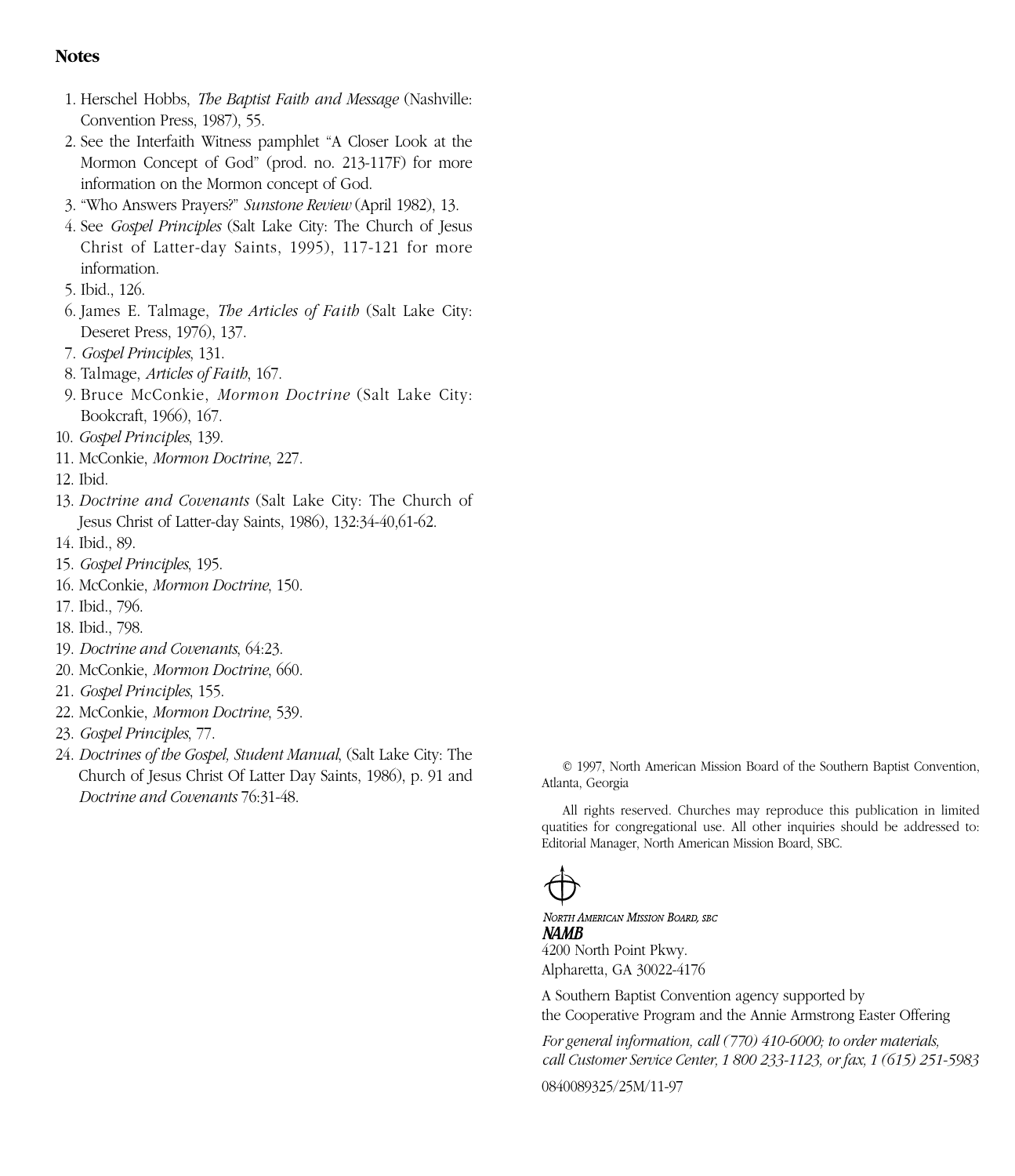## Notes

1. Herschel Hobbs, *The Baptist Faith and Message* (Nashville: Convention Press, 1987), 55.
2. See the Interfaith Witness pamphlet "A Closer Look at the Mormon Concept of God" (prod. no. 213-117F) for more information on the Mormon concept of God.
3. "Who Answers Prayers?" *Sunstone Review* (April 1982), 13.
4. See *Gospel Principles* (Salt Lake City: The Church of Jesus Christ of Latter-day Saints, 1995), 117-121 for more information.
5. Ibid., 126.
6. James E. Talmage, *The Articles of Faith* (Salt Lake City: Deseret Press, 1976), 137.
7. *Gospel Principles*, 131.
8. Talmage, *Articles of Faith*, 167.
9. Bruce McConkie, *Mormon Doctrine* (Salt Lake City: Bookcraft, 1966), 167.
10. *Gospel Principles*, 139.
11. McConkie, *Mormon Doctrine*, 227.
12. Ibid.
13. *Doctrine and Covenants* (Salt Lake City: The Church of Jesus Christ of Latter-day Saints, 1986), 132:34-40,61-62.
14. Ibid., 89.
15. *Gospel Principles*, 195.
16. McConkie, *Mormon Doctrine*, 150.
17. Ibid., 796.
18. Ibid., 798.
19. *Doctrine and Covenants*, 64:23.
20. McConkie, *Mormon Doctrine*, 660.
21. *Gospel Principles*, 155.
22. McConkie, *Mormon Doctrine*, 539.
23. *Gospel Principles*, 77.
24. *Doctrines of the Gospel, Student Manual*, (Salt Lake City: The Church of Jesus Christ Of Latter Day Saints, 1986), p. 91 and *Doctrine and Covenants* 76:31-48.

© 1997, North American Mission Board of the Southern Baptist Convention, Atlanta, Georgia

All rights reserved. Churches may reproduce this publication in limited quatities for congregational use. All other inquiries should be addressed to: Editorial Manager, North American Mission Board, SBC.

*North American Mission Board, SBC*
***NAMB***
4200 North Point Pkwy.
Alpharetta, GA 30022-4176

A Southern Baptist Convention agency supported by the Cooperative Program and the Annie Armstrong Easter Offering

*For general information, call (770) 410-6000; to order materials, call Customer Service Center, 1 800 233-1123, or fax, 1 (615) 251-5983*

0840089325/25M/11-97